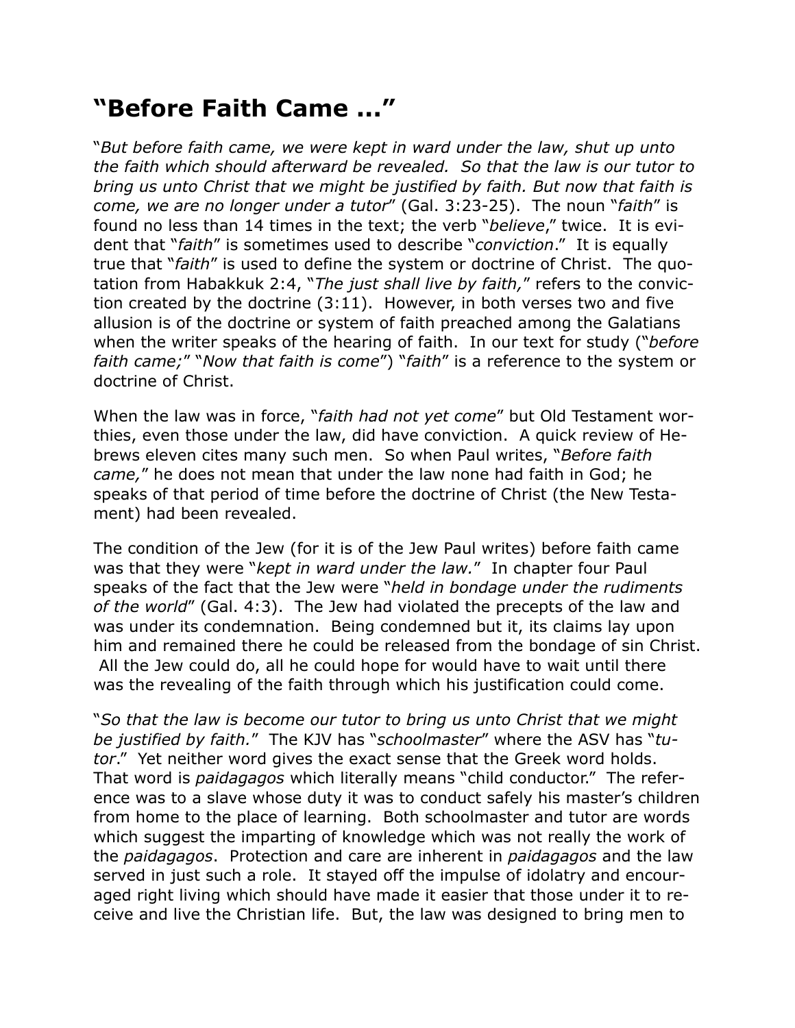## "Before Faith Came ..."

"*But before faith came, we were kept in ward under the law, shut up unto the faith which should afterward be revealed. So that the law is our tutor to bring us unto Christ that we might be justified by faith. But now that faith is come, we are no longer under a tutor*" (Gal. 3:23-25). The noun "*faith*" is found no less than 14 times in the text; the verb "*believe*," twice. It is evident that "*faith*" is sometimes used to describe "*conviction*." It is equally true that "*faith*" is used to define the system or doctrine of Christ. The quotation from Habakkuk 2:4, "*The just shall live by faith,*" refers to the conviction created by the doctrine (3:11). However, in both verses two and five allusion is of the doctrine or system of faith preached among the Galatians when the writer speaks of the hearing of faith. In our text for study ("*before faith came;*" "*Now that faith is come*") "*faith*" is a reference to the system or doctrine of Christ.

When the law was in force, "*faith had not yet come*" but Old Testament worthies, even those under the law, did have conviction. A quick review of Hebrews eleven cites many such men. So when Paul writes, "*Before faith came,*" he does not mean that under the law none had faith in God; he speaks of that period of time before the doctrine of Christ (the New Testament) had been revealed.

The condition of the Jew (for it is of the Jew Paul writes) before faith came was that they were "*kept in ward under the law.*" In chapter four Paul speaks of the fact that the Jew were "*held in bondage under the rudiments of the world*" (Gal. 4:3). The Jew had violated the precepts of the law and was under its condemnation. Being condemned but it, its claims lay upon him and remained there he could be released from the bondage of sin Christ. All the Jew could do, all he could hope for would have to wait until there was the revealing of the faith through which his justification could come.

"*So that the law is become our tutor to bring us unto Christ that we might be justified by faith.*" The KJV has "*schoolmaster*" where the ASV has "*tutor*." Yet neither word gives the exact sense that the Greek word holds. That word is *paidagagos* which literally means "child conductor." The reference was to a slave whose duty it was to conduct safely his master's children from home to the place of learning. Both schoolmaster and tutor are words which suggest the imparting of knowledge which was not really the work of the *paidagagos*. Protection and care are inherent in *paidagagos* and the law served in just such a role. It stayed off the impulse of idolatry and encouraged right living which should have made it easier that those under it to receive and live the Christian life. But, the law was designed to bring men to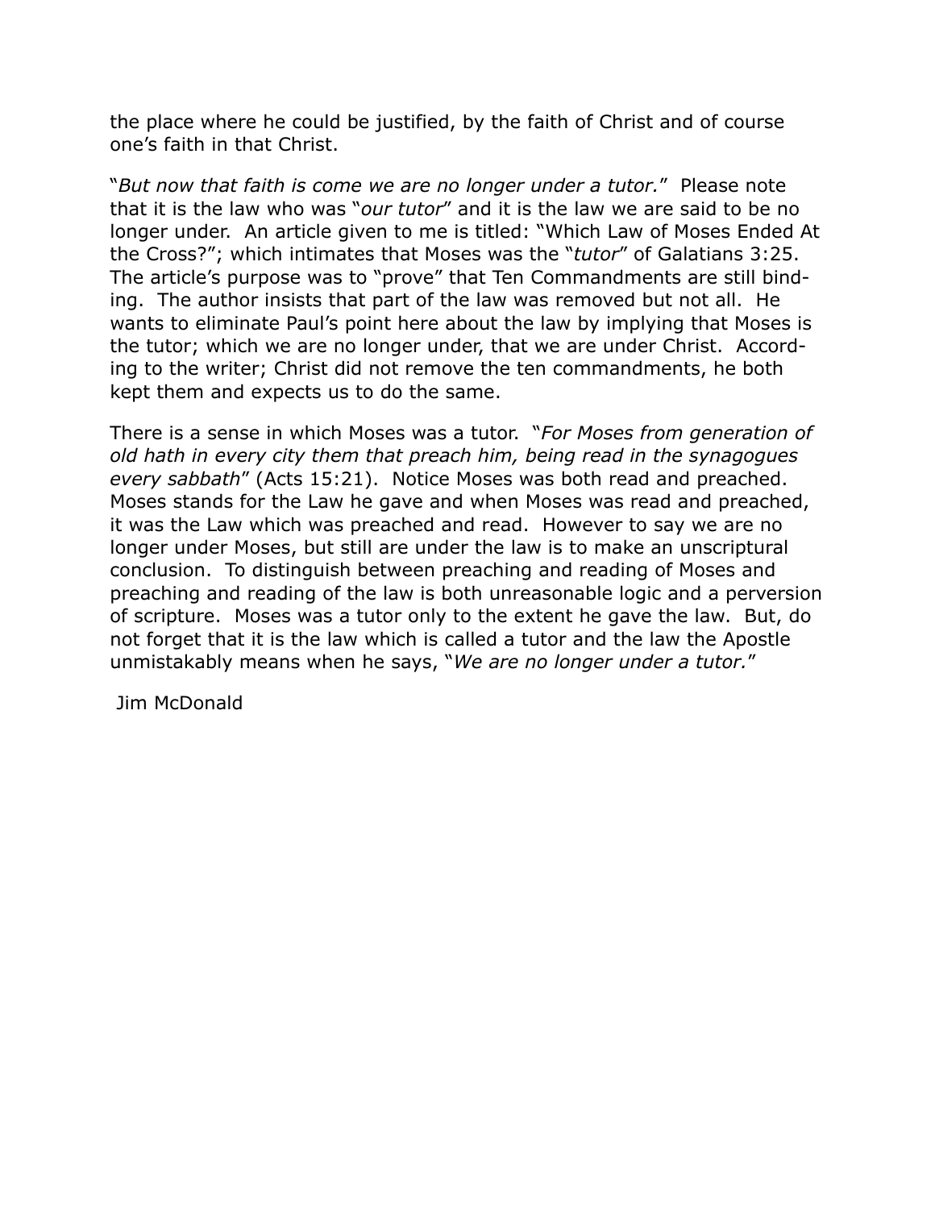the place where he could be justified, by the faith of Christ and of course one's faith in that Christ.

"*But now that faith is come we are no longer under a tutor.*" Please note that it is the law who was "*our tutor*" and it is the law we are said to be no longer under. An article given to me is titled: "Which Law of Moses Ended At the Cross?"; which intimates that Moses was the "*tutor*" of Galatians 3:25. The article's purpose was to "prove" that Ten Commandments are still binding. The author insists that part of the law was removed but not all. He wants to eliminate Paul's point here about the law by implying that Moses is the tutor; which we are no longer under, that we are under Christ. According to the writer; Christ did not remove the ten commandments, he both kept them and expects us to do the same.

There is a sense in which Moses was a tutor. "*For Moses from generation of old hath in every city them that preach him, being read in the synagogues every sabbath*" (Acts 15:21). Notice Moses was both read and preached. Moses stands for the Law he gave and when Moses was read and preached, it was the Law which was preached and read. However to say we are no longer under Moses, but still are under the law is to make an unscriptural conclusion. To distinguish between preaching and reading of Moses and preaching and reading of the law is both unreasonable logic and a perversion of scripture. Moses was a tutor only to the extent he gave the law. But, do not forget that it is the law which is called a tutor and the law the Apostle unmistakably means when he says, "*We are no longer under a tutor.*"

Jim McDonald